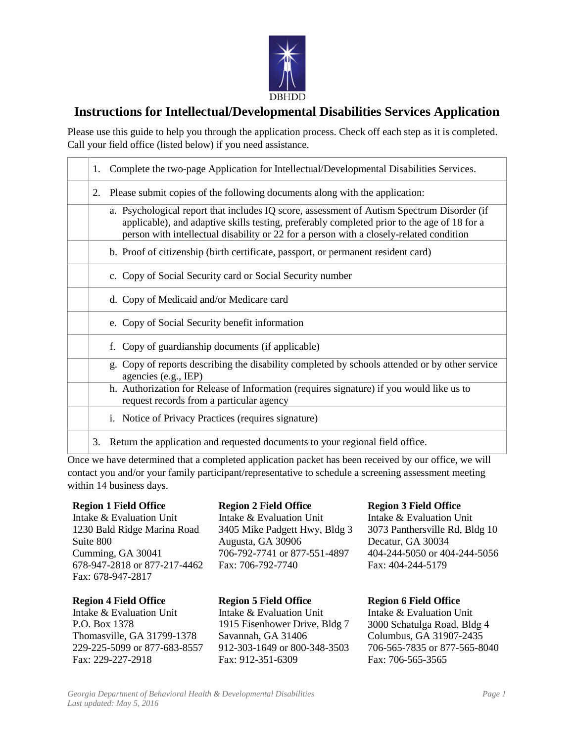DBHDD

# Instructions for Intellectual/Developmental Disabilities Services Application

Please use this guide to help you through the application process. Check off each step as it is completed. Call your field office (listed below) if you need assistance.

| | |
|---|---|
| | 1. Complete the two-page Application for Intellectual/Developmental Disabilities Services. |
| | 2. Please submit copies of the following documents along with the application: |
| | a. Psychological report that includes IQ score, assessment of Autism Spectrum Disorder (if applicable), and adaptive skills testing, preferably completed prior to the age of 18 for a person with intellectual disability or 22 for a person with a closely-related condition |
| | b. Proof of citizenship (birth certificate, passport, or permanent resident card) |
| | c. Copy of Social Security card or Social Security number |
| | d. Copy of Medicaid and/or Medicare card |
| | e. Copy of Social Security benefit information |
| | f. Copy of guardianship documents (if applicable) |
| | g. Copy of reports describing the disability completed by schools attended or by other service agencies (e.g., IEP) |
| | h. Authorization for Release of Information (requires signature) if you would like us to request records from a particular agency |
| | i. Notice of Privacy Practices (requires signature) |
| | 3. Return the application and requested documents to your regional field office. |

Once we have determined that a completed application packet has been received by our office, we will contact you and/or your family participant/representative to schedule a screening assessment meeting within 14 business days.

**Region 1 Field Office**
Intake & Evaluation Unit
1230 Bald Ridge Marina Road
Suite 800
Cumming, GA 30041
678-947-2818 or 877-217-4462
Fax: 678-947-2817

**Region 2 Field Office**
Intake & Evaluation Unit
3405 Mike Padgett Hwy, Bldg 3
Augusta, GA 30906
706-792-7741 or 877-551-4897
Fax: 706-792-7740

**Region 3 Field Office**
Intake & Evaluation Unit
3073 Panthersville Rd, Bldg 10
Decatur, GA 30034
404-244-5050 or 404-244-5056
Fax: 404-244-5179

**Region 4 Field Office**
Intake & Evaluation Unit
P.O. Box 1378
Thomasville, GA 31799-1378
229-225-5099 or 877-683-8557
Fax: 229-227-2918

**Region 5 Field Office**
Intake & Evaluation Unit
1915 Eisenhower Drive, Bldg 7
Savannah, GA 31406
912-303-1649 or 800-348-3503
Fax: 912-351-6309

**Region 6 Field Office**
Intake & Evaluation Unit
3000 Schatulga Road, Bldg 4
Columbus, GA 31907-2435
706-565-7835 or 877-565-8040
Fax: 706-565-3565

*Georgia Department of Behavioral Health & Developmental Disabilities*
*Last updated: May 5, 2016*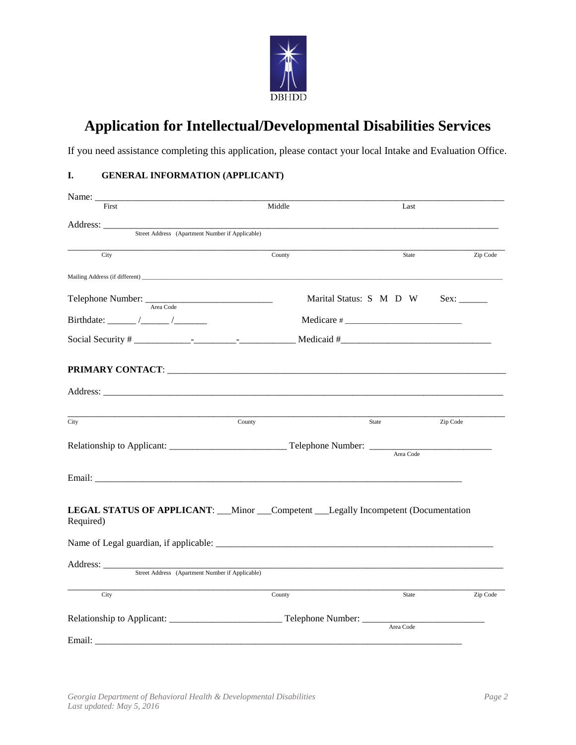DBHDD

# Application for Intellectual/Developmental Disabilities Services

If you need assistance completing this application, please contact your local Intake and Evaluation Office.

## I. GENERAL INFORMATION (APPLICANT)

Name: ___________________________________________________________________________

First Middle Last

Address: _________________________________________________________________________

Street Address (Apartment Number if Applicable)

_________________________________________________________________________________

City County State Zip Code

Mailing Address (if different) ___________________________________________________________

Telephone Number: ___________________________ Marital Status: S M D W Sex: ______

Area Code

Birthdate: ______ /______ /_______ Medicare # _________________________

Social Security # ____________-_________-____________ Medicaid #_______________________________

**PRIMARY CONTACT**: ____________________________________________________________________

Address: _________________________________________________________________________

_________________________________________________________________________________

City County State Zip Code

Relationship to Applicant: ________________________ Telephone Number: __________________________

Area Code

Email: ____________________________________________________________________________

**LEGAL STATUS OF APPLICANT**: ___Minor ___Competent ___Legally Incompetent (Documentation Required)

Name of Legal guardian, if applicable: __________________________________________________________

Address: _________________________________________________________________________

Street Address (Apartment Number if Applicable)

_________________________________________________________________________________

City County State Zip Code

Relationship to Applicant: ________________________ Telephone Number: __________________________

Area Code

Email: ____________________________________________________________________________

*Georgia Department of Behavioral Health & Developmental Disabilities*
*Last updated: May 5, 2016*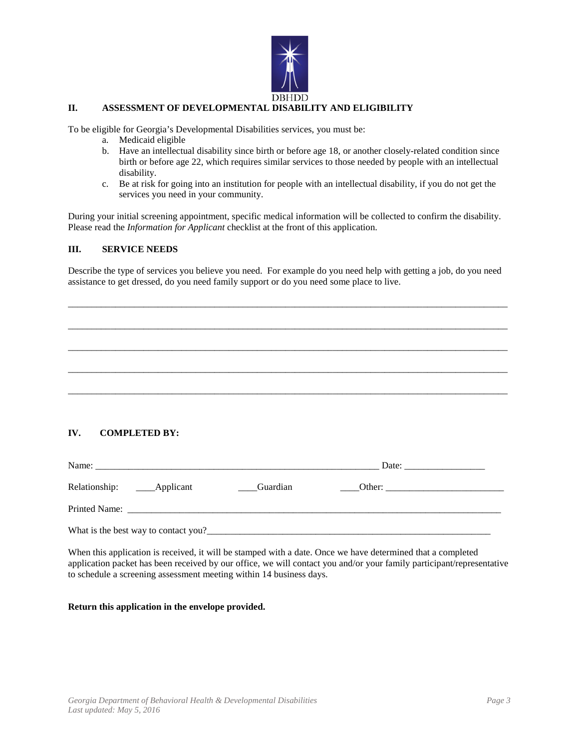DBHDD

## II. ASSESSMENT OF DEVELOPMENTAL DISABILITY AND ELIGIBILITY

To be eligible for Georgia's Developmental Disabilities services, you must be:

a. Medicaid eligible
b. Have an intellectual disability since birth or before age 18, or another closely-related condition since birth or before age 22, which requires similar services to those needed by people with an intellectual disability.
c. Be at risk for going into an institution for people with an intellectual disability, if you do not get the services you need in your community.

During your initial screening appointment, specific medical information will be collected to confirm the disability. Please read the *Information for Applicant* checklist at the front of this application.

## III. SERVICE NEEDS

Describe the type of services you believe you need. For example do you need help with getting a job, do you need assistance to get dressed, do you need family support or do you need some place to live.

_______________________________________________________________________________

_______________________________________________________________________________

_______________________________________________________________________________

_______________________________________________________________________________

_______________________________________________________________________________

## IV. COMPLETED BY:

Name: _______________________________________________________________ Date: _________________

Relationship: ____Applicant ____Guardian ____Other: _________________________

Printed Name: _____________________________________________________________________________

What is the best way to contact you?_______________________________________________________________

When this application is received, it will be stamped with a date. Once we have determined that a completed application packet has been received by our office, we will contact you and/or your family participant/representative to schedule a screening assessment meeting within 14 business days.

**Return this application in the envelope provided.**

*Georgia Department of Behavioral Health & Developmental Disabilities*
*Last updated: May 5, 2016*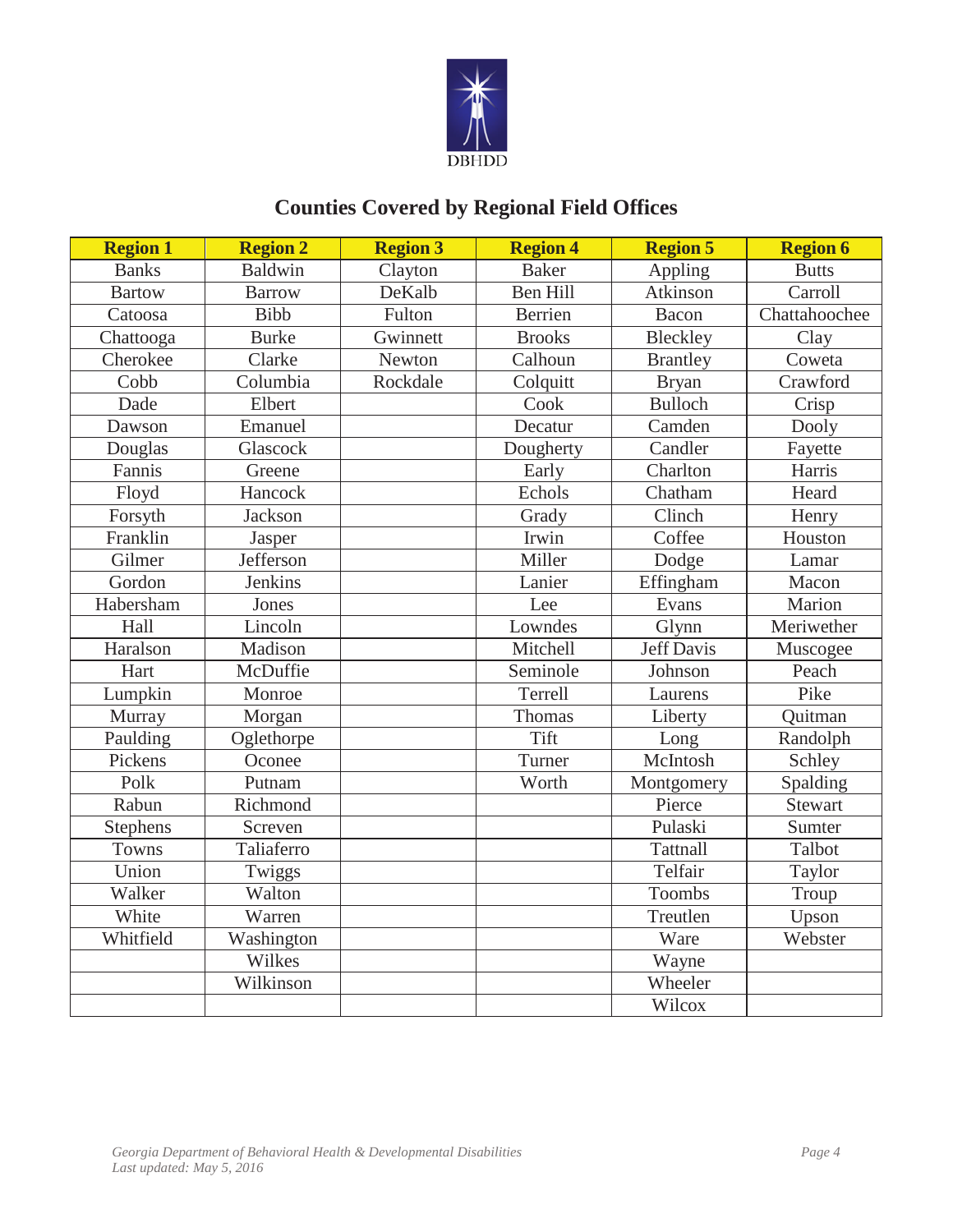DBHDD

## Counties Covered by Regional Field Offices

| Region 1 | Region 2 | Region 3 | Region 4 | Region 5 | Region 6 |
|---|---|---|---|---|---|
| Banks | Baldwin | Clayton | Baker | Appling | Butts |
| Bartow | Barrow | DeKalb | Ben Hill | Atkinson | Carroll |
| Catoosa | Bibb | Fulton | Berrien | Bacon | Chattahoochee |
| Chattooga | Burke | Gwinnett | Brooks | Bleckley | Clay |
| Cherokee | Clarke | Newton | Calhoun | Brantley | Coweta |
| Cobb | Columbia | Rockdale | Colquitt | Bryan | Crawford |
| Dade | Elbert | | Cook | Bulloch | Crisp |
| Dawson | Emanuel | | Decatur | Camden | Dooly |
| Douglas | Glascock | | Dougherty | Candler | Fayette |
| Fannis | Greene | | Early | Charlton | Harris |
| Floyd | Hancock | | Echols | Chatham | Heard |
| Forsyth | Jackson | | Grady | Clinch | Henry |
| Franklin | Jasper | | Irwin | Coffee | Houston |
| Gilmer | Jefferson | | Miller | Dodge | Lamar |
| Gordon | Jenkins | | Lanier | Effingham | Macon |
| Habersham | Jones | | Lee | Evans | Marion |
| Hall | Lincoln | | Lowndes | Glynn | Meriwether |
| Haralson | Madison | | Mitchell | Jeff Davis | Muscogee |
| Hart | McDuffie | | Seminole | Johnson | Peach |
| Lumpkin | Monroe | | Terrell | Laurens | Pike |
| Murray | Morgan | | Thomas | Liberty | Quitman |
| Paulding | Oglethorpe | | Tift | Long | Randolph |
| Pickens | Oconee | | Turner | McIntosh | Schley |
| Polk | Putnam | | Worth | Montgomery | Spalding |
| Rabun | Richmond | | | Pierce | Stewart |
| Stephens | Screven | | | Pulaski | Sumter |
| Towns | Taliaferro | | | Tattnall | Talbot |
| Union | Twiggs | | | Telfair | Taylor |
| Walker | Walton | | | Toombs | Troup |
| White | Warren | | | Treutlen | Upson |
| Whitfield | Washington | | | Ware | Webster |
| | Wilkes | | | Wayne | |
| | Wilkinson | | | Wheeler | |
| | | | | Wilcox | |

*Georgia Department of Behavioral Health & Developmental Disabilities*
*Last updated: May 5, 2016*